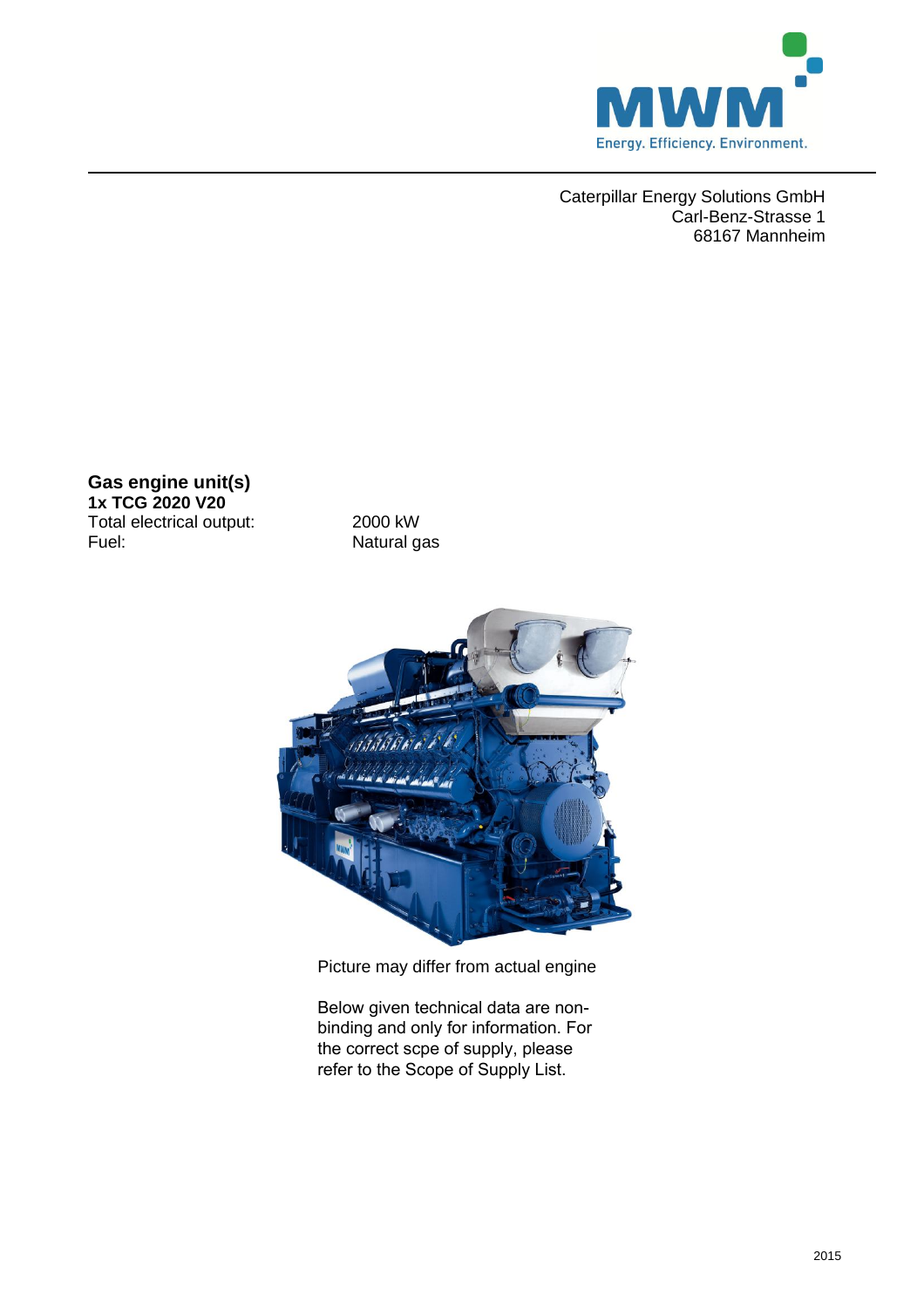Caterpillar Energy Solutions GmbH
Carl-Benz-Strasse 1
68167 Mannheim

## Gas engine unit(s)

**1x TCG 2020 V20**

| | |
|---|---|
| Total electrical output: | 2000 kW |
| Fuel: | Natural gas |

Picture may differ from actual engine

Below given technical data are non-binding and only for information. For the correct scpe of supply, please refer to the Scope of Supply List.

2015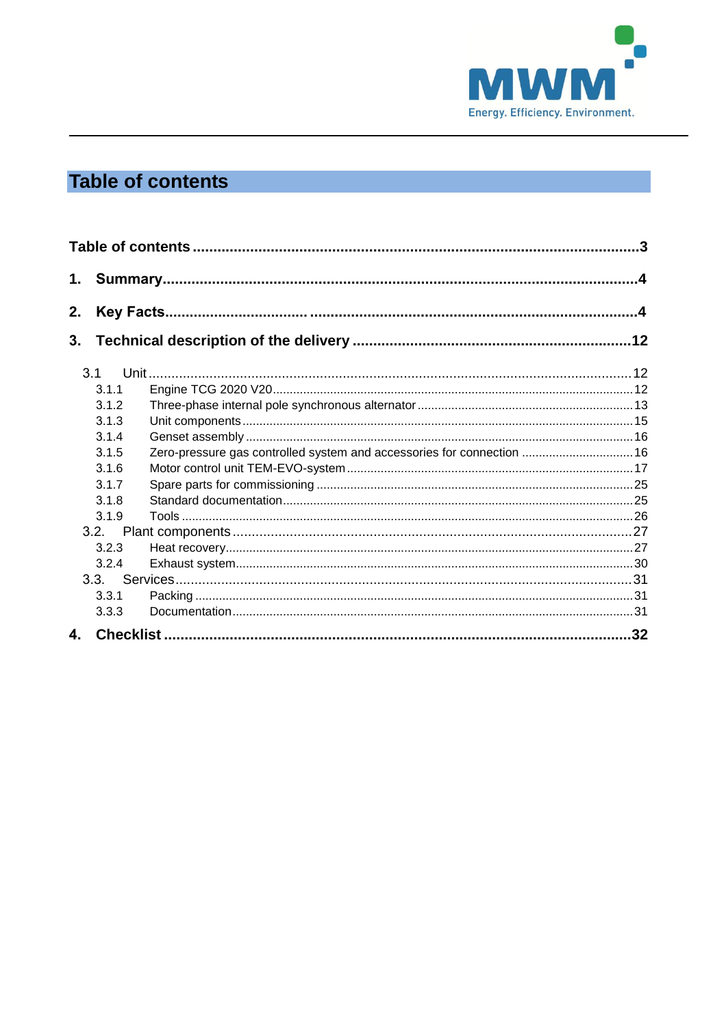# Table of contents

**Table of contents** ........ **3**

**1. Summary** ........ **4**

**2. Key Facts** ........ **4**

**3. Technical description of the delivery** ........ **12**

- 3.1 Unit ........ 12
  - 3.1.1 Engine TCG 2020 V20 ........ 12
  - 3.1.2 Three-phase internal pole synchronous alternator ........ 13
  - 3.1.3 Unit components ........ 15
  - 3.1.4 Genset assembly ........ 16
  - 3.1.5 Zero-pressure gas controlled system and accessories for connection ........ 16
  - 3.1.6 Motor control unit TEM-EVO-system ........ 17
  - 3.1.7 Spare parts for commissioning ........ 25
  - 3.1.8 Standard documentation ........ 25
  - 3.1.9 Tools ........ 26
- 3.2. Plant components ........ 27
  - 3.2.3 Heat recovery ........ 27
  - 3.2.4 Exhaust system ........ 30
- 3.3. Services ........ 31
  - 3.3.1 Packing ........ 31
  - 3.3.3 Documentation ........ 31

**4. Checklist** ........ **32**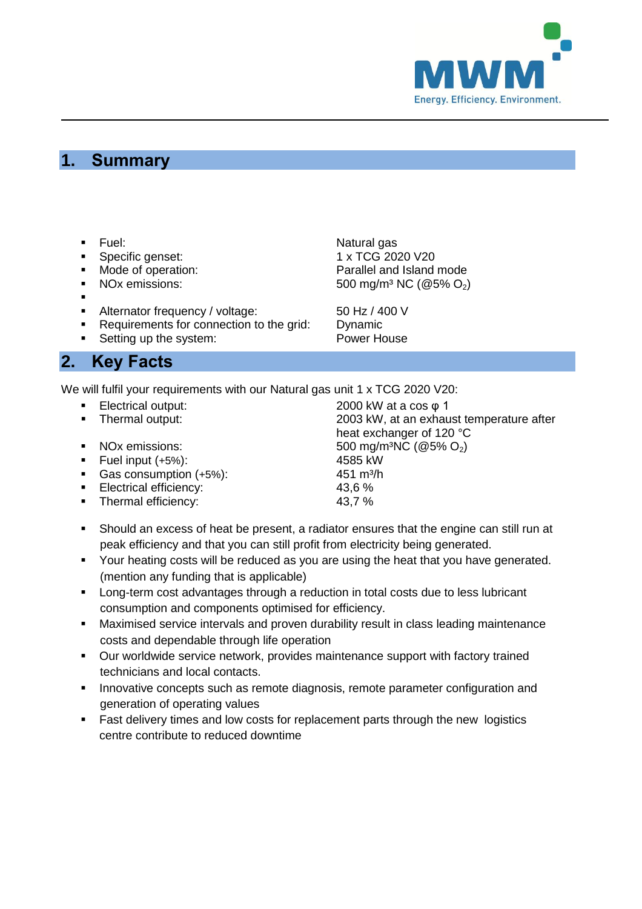## 1. Summary

- Fuel: Natural gas
- Specific genset: 1 x TCG 2020 V20
- Mode of operation: Parallel and Island mode
- NOx emissions: 500 mg/m³ NC (@5% $O_2$)
- 
- Alternator frequency / voltage: 50 Hz / 400 V
- Requirements for connection to the grid: Dynamic
- Setting up the system: Power House

## 2. Key Facts

We will fulfil your requirements with our Natural gas unit 1 x TCG 2020 V20:

- Electrical output: 2000 kW at a cos φ 1
- Thermal output: 2003 kW, at an exhaust temperature after heat exchanger of 120 °C
- NOx emissions: 500 mg/m³NC (@5% $O_2$)
- Fuel input (+5%): 4585 kW
- Gas consumption (+5%): 451 m³/h
- Electrical efficiency: 43,6 %
- Thermal efficiency: 43,7 %

- Should an excess of heat be present, a radiator ensures that the engine can still run at peak efficiency and that you can still profit from electricity being generated.
- Your heating costs will be reduced as you are using the heat that you have generated. (mention any funding that is applicable)
- Long-term cost advantages through a reduction in total costs due to less lubricant consumption and components optimised for efficiency.
- Maximised service intervals and proven durability result in class leading maintenance costs and dependable through life operation
- Our worldwide service network, provides maintenance support with factory trained technicians and local contacts.
- Innovative concepts such as remote diagnosis, remote parameter configuration and generation of operating values
- Fast delivery times and low costs for replacement parts through the new logistics centre contribute to reduced downtime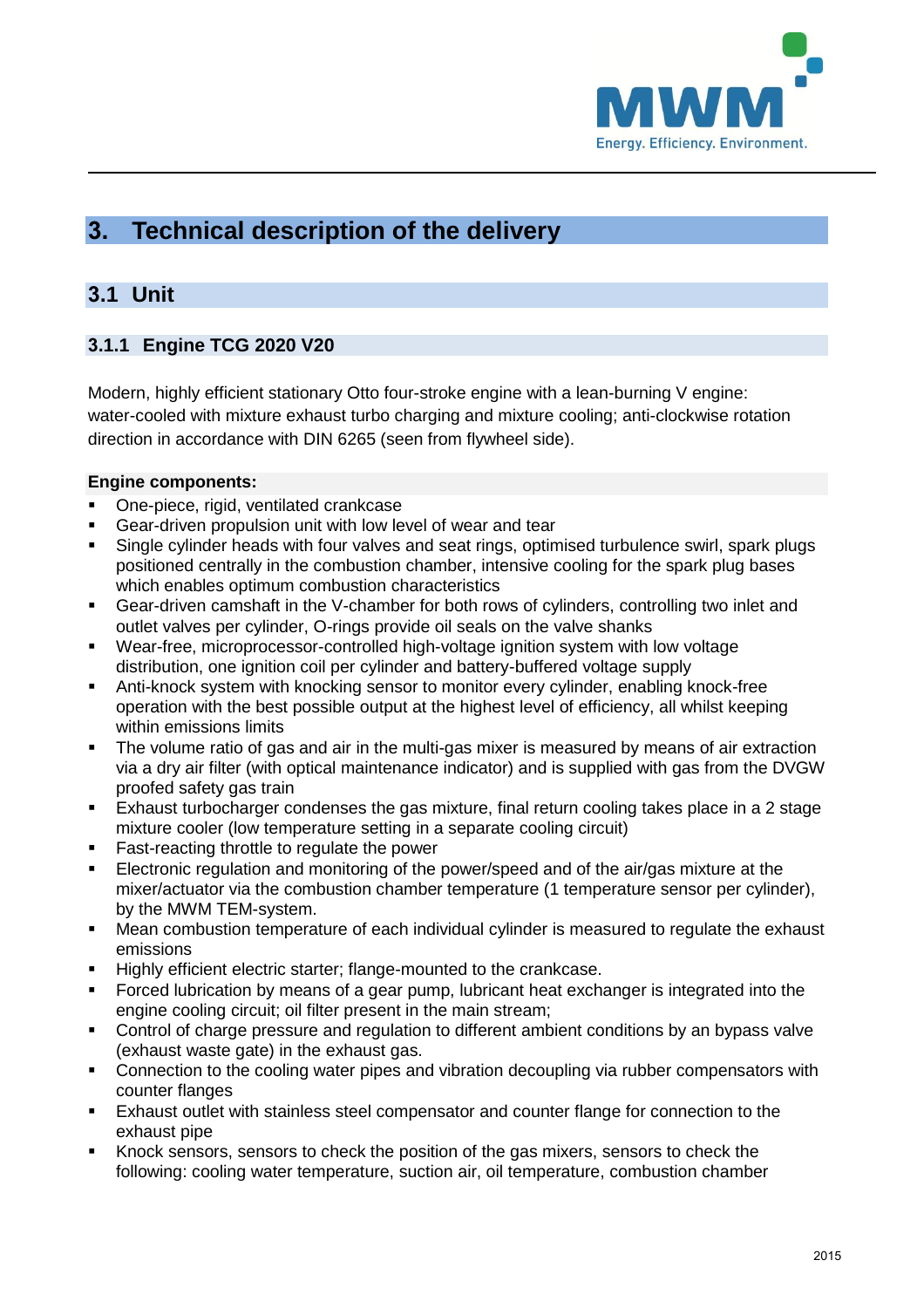# 3. Technical description of the delivery

## 3.1 Unit

### 3.1.1 Engine TCG 2020 V20

Modern, highly efficient stationary Otto four-stroke engine with a lean-burning V engine: water-cooled with mixture exhaust turbo charging and mixture cooling; anti-clockwise rotation direction in accordance with DIN 6265 (seen from flywheel side).

**Engine components:**

- One-piece, rigid, ventilated crankcase
- Gear-driven propulsion unit with low level of wear and tear
- Single cylinder heads with four valves and seat rings, optimised turbulence swirl, spark plugs positioned centrally in the combustion chamber, intensive cooling for the spark plug bases which enables optimum combustion characteristics
- Gear-driven camshaft in the V-chamber for both rows of cylinders, controlling two inlet and outlet valves per cylinder, O-rings provide oil seals on the valve shanks
- Wear-free, microprocessor-controlled high-voltage ignition system with low voltage distribution, one ignition coil per cylinder and battery-buffered voltage supply
- Anti-knock system with knocking sensor to monitor every cylinder, enabling knock-free operation with the best possible output at the highest level of efficiency, all whilst keeping within emissions limits
- The volume ratio of gas and air in the multi-gas mixer is measured by means of air extraction via a dry air filter (with optical maintenance indicator) and is supplied with gas from the DVGW proofed safety gas train
- Exhaust turbocharger condenses the gas mixture, final return cooling takes place in a 2 stage mixture cooler (low temperature setting in a separate cooling circuit)
- Fast-reacting throttle to regulate the power
- Electronic regulation and monitoring of the power/speed and of the air/gas mixture at the mixer/actuator via the combustion chamber temperature (1 temperature sensor per cylinder), by the MWM TEM-system.
- Mean combustion temperature of each individual cylinder is measured to regulate the exhaust emissions
- Highly efficient electric starter; flange-mounted to the crankcase.
- Forced lubrication by means of a gear pump, lubricant heat exchanger is integrated into the engine cooling circuit; oil filter present in the main stream;
- Control of charge pressure and regulation to different ambient conditions by an bypass valve (exhaust waste gate) in the exhaust gas.
- Connection to the cooling water pipes and vibration decoupling via rubber compensators with counter flanges
- Exhaust outlet with stainless steel compensator and counter flange for connection to the exhaust pipe
- Knock sensors, sensors to check the position of the gas mixers, sensors to check the following: cooling water temperature, suction air, oil temperature, combustion chamber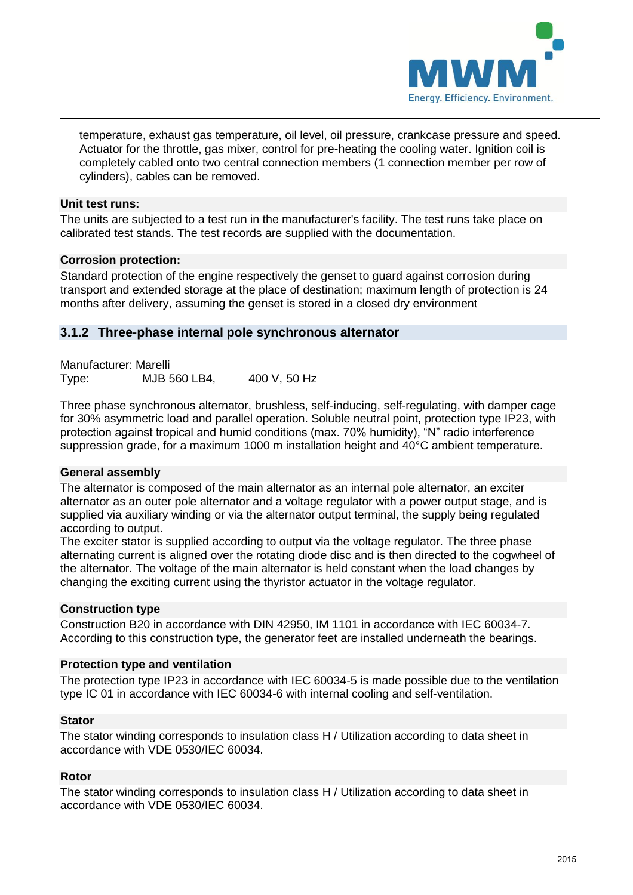temperature, exhaust gas temperature, oil level, oil pressure, crankcase pressure and speed. Actuator for the throttle, gas mixer, control for pre-heating the cooling water. Ignition coil is completely cabled onto two central connection members (1 connection member per row of cylinders), cables can be removed.

**Unit test runs:**

The units are subjected to a test run in the manufacturer's facility. The test runs take place on calibrated test stands. The test records are supplied with the documentation.

**Corrosion protection:**

Standard protection of the engine respectively the genset to guard against corrosion during transport and extended storage at the place of destination; maximum length of protection is 24 months after delivery, assuming the genset is stored in a closed dry environment

### 3.1.2 Three-phase internal pole synchronous alternator

Manufacturer: Marelli
Type: MJB 560 LB4, 400 V, 50 Hz

Three phase synchronous alternator, brushless, self-inducing, self-regulating, with damper cage for 30% asymmetric load and parallel operation. Soluble neutral point, protection type IP23, with protection against tropical and humid conditions (max. 70% humidity), "N" radio interference suppression grade, for a maximum 1000 m installation height and 40°C ambient temperature.

**General assembly**

The alternator is composed of the main alternator as an internal pole alternator, an exciter alternator as an outer pole alternator and a voltage regulator with a power output stage, and is supplied via auxiliary winding or via the alternator output terminal, the supply being regulated according to output.
The exciter stator is supplied according to output via the voltage regulator. The three phase alternating current is aligned over the rotating diode disc and is then directed to the cogwheel of the alternator. The voltage of the main alternator is held constant when the load changes by changing the exciting current using the thyristor actuator in the voltage regulator.

**Construction type**

Construction B20 in accordance with DIN 42950, IM 1101 in accordance with IEC 60034-7. According to this construction type, the generator feet are installed underneath the bearings.

**Protection type and ventilation**

The protection type IP23 in accordance with IEC 60034-5 is made possible due to the ventilation type IC 01 in accordance with IEC 60034-6 with internal cooling and self-ventilation.

**Stator**

The stator winding corresponds to insulation class H / Utilization according to data sheet in accordance with VDE 0530/IEC 60034.

**Rotor**

The stator winding corresponds to insulation class H / Utilization according to data sheet in accordance with VDE 0530/IEC 60034.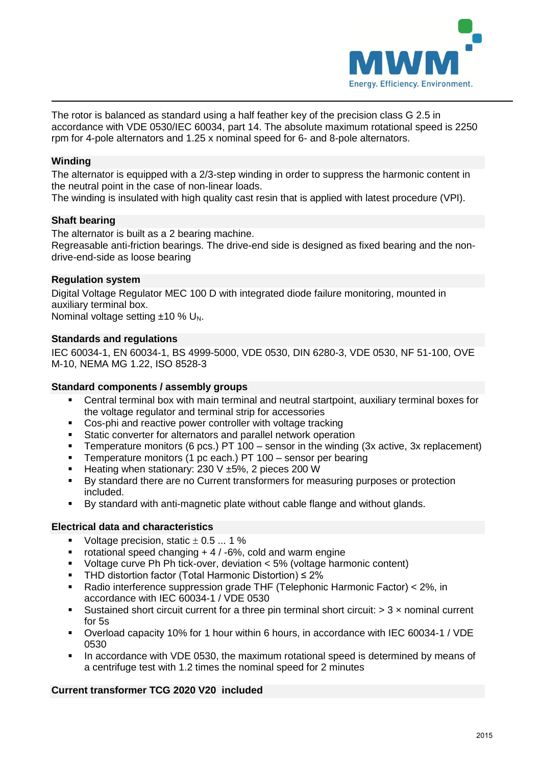The rotor is balanced as standard using a half feather key of the precision class G 2.5 in accordance with VDE 0530/IEC 60034, part 14. The absolute maximum rotational speed is 2250 rpm for 4-pole alternators and 1.25 x nominal speed for 6- and 8-pole alternators.

### Winding

The alternator is equipped with a 2/3-step winding in order to suppress the harmonic content in the neutral point in the case of non-linear loads.
The winding is insulated with high quality cast resin that is applied with latest procedure (VPI).

### Shaft bearing

The alternator is built as a 2 bearing machine.
Regreasable anti-friction bearings. The drive-end side is designed as fixed bearing and the non-drive-end-side as loose bearing

### Regulation system

Digital Voltage Regulator MEC 100 D with integrated diode failure monitoring, mounted in auxiliary terminal box.
Nominal voltage setting ±10 % $U_N$.

### Standards and regulations

IEC 60034-1, EN 60034-1, BS 4999-5000, VDE 0530, DIN 6280-3, VDE 0530, NF 51-100, OVE M-10, NEMA MG 1.22, ISO 8528-3

### Standard components / assembly groups

- Central terminal box with main terminal and neutral startpoint, auxiliary terminal boxes for the voltage regulator and terminal strip for accessories
- Cos-phi and reactive power controller with voltage tracking
- Static converter for alternators and parallel network operation
- Temperature monitors (6 pcs.) PT 100 – sensor in the winding (3x active, 3x replacement)
- Temperature monitors (1 pc each.) PT 100 – sensor per bearing
- Heating when stationary: 230 V ±5%, 2 pieces 200 W
- By standard there are no Current transformers for measuring purposes or protection included.
- By standard with anti-magnetic plate without cable flange and without glands.

### Electrical data and characteristics

- Voltage precision, static ± 0.5 ... 1 %
- rotational speed changing + 4 / -6%, cold and warm engine
- Voltage curve Ph Ph tick-over, deviation < 5% (voltage harmonic content)
- THD distortion factor (Total Harmonic Distortion) ≤ 2%
- Radio interference suppression grade THF (Telephonic Harmonic Factor) < 2%, in accordance with IEC 60034-1 / VDE 0530
- Sustained short circuit current for a three pin terminal short circuit: > 3 × nominal current for 5s
- Overload capacity 10% for 1 hour within 6 hours, in accordance with IEC 60034-1 / VDE 0530
- In accordance with VDE 0530, the maximum rotational speed is determined by means of a centrifuge test with 1.2 times the nominal speed for 2 minutes

### Current transformer TCG 2020 V20 included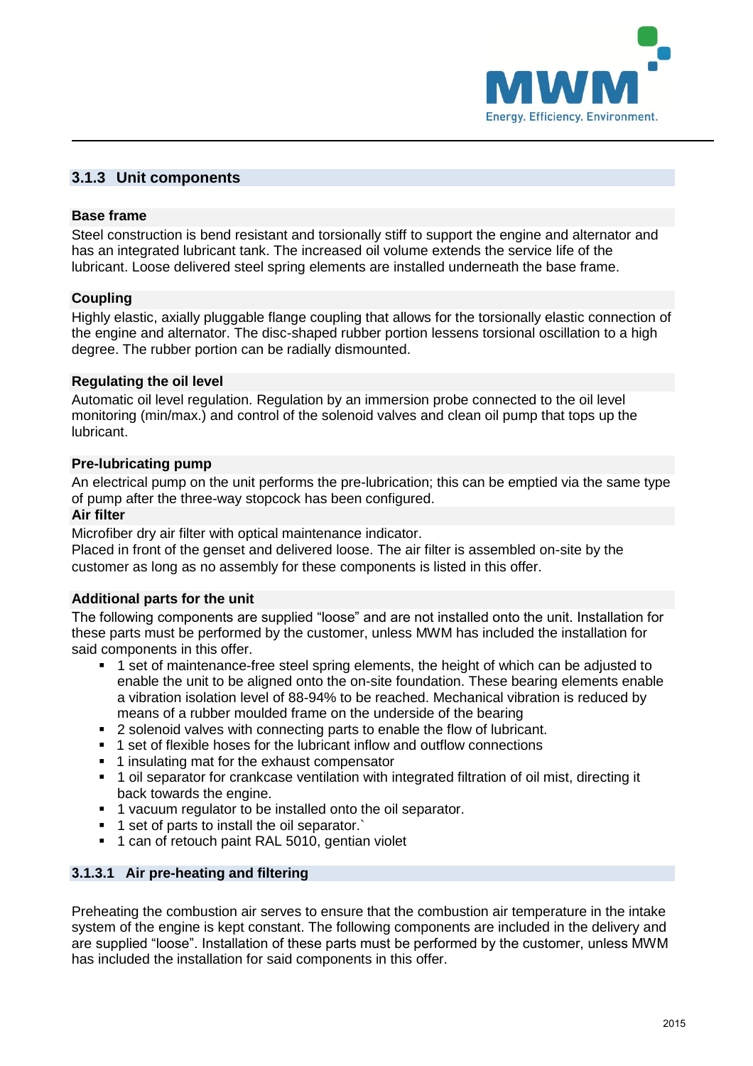### 3.1.3 Unit components

**Base frame**

Steel construction is bend resistant and torsionally stiff to support the engine and alternator and has an integrated lubricant tank. The increased oil volume extends the service life of the lubricant. Loose delivered steel spring elements are installed underneath the base frame.

**Coupling**

Highly elastic, axially pluggable flange coupling that allows for the torsionally elastic connection of the engine and alternator. The disc-shaped rubber portion lessens torsional oscillation to a high degree. The rubber portion can be radially dismounted.

**Regulating the oil level**

Automatic oil level regulation. Regulation by an immersion probe connected to the oil level monitoring (min/max.) and control of the solenoid valves and clean oil pump that tops up the lubricant.

**Pre-lubricating pump**

An electrical pump on the unit performs the pre-lubrication; this can be emptied via the same type of pump after the three-way stopcock has been configured.

**Air filter**

Microfiber dry air filter with optical maintenance indicator.
Placed in front of the genset and delivered loose. The air filter is assembled on-site by the customer as long as no assembly for these components is listed in this offer.

**Additional parts for the unit**

The following components are supplied “loose” and are not installed onto the unit. Installation for these parts must be performed by the customer, unless MWM has included the installation for said components in this offer.

- 1 set of maintenance-free steel spring elements, the height of which can be adjusted to enable the unit to be aligned onto the on-site foundation. These bearing elements enable a vibration isolation level of 88-94% to be reached. Mechanical vibration is reduced by means of a rubber moulded frame on the underside of the bearing
- 2 solenoid valves with connecting parts to enable the flow of lubricant.
- 1 set of flexible hoses for the lubricant inflow and outflow connections
- 1 insulating mat for the exhaust compensator
- 1 oil separator for crankcase ventilation with integrated filtration of oil mist, directing it back towards the engine.
- 1 vacuum regulator to be installed onto the oil separator.
- 1 set of parts to install the oil separator.`
- 1 can of retouch paint RAL 5010, gentian violet

#### 3.1.3.1 Air pre-heating and filtering

Preheating the combustion air serves to ensure that the combustion air temperature in the intake system of the engine is kept constant. The following components are included in the delivery and are supplied “loose”. Installation of these parts must be performed by the customer, unless MWM has included the installation for said components in this offer.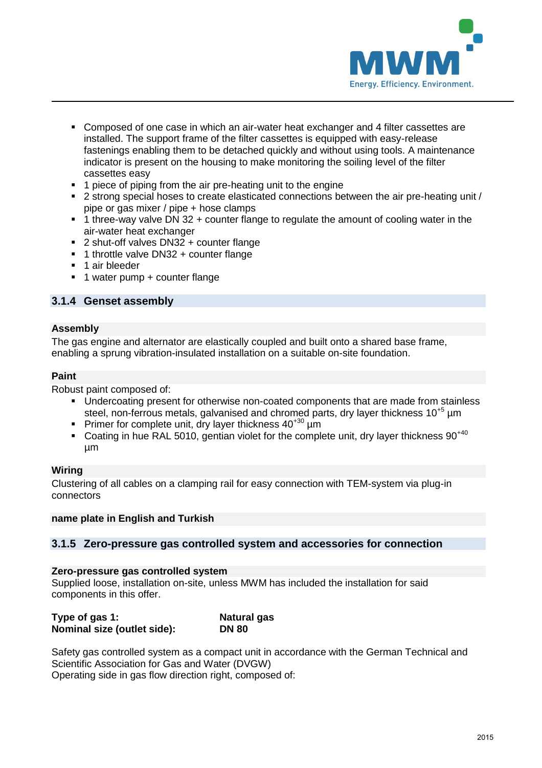- Composed of one case in which an air-water heat exchanger and 4 filter cassettes are installed. The support frame of the filter cassettes is equipped with easy-release fastenings enabling them to be detached quickly and without using tools. A maintenance indicator is present on the housing to make monitoring the soiling level of the filter cassettes easy
- 1 piece of piping from the air pre-heating unit to the engine
- 2 strong special hoses to create elasticated connections between the air pre-heating unit / pipe or gas mixer / pipe + hose clamps
- 1 three-way valve DN 32 + counter flange to regulate the amount of cooling water in the air-water heat exchanger
- 2 shut-off valves DN32 + counter flange
- 1 throttle valve DN32 + counter flange
- 1 air bleeder
- 1 water pump + counter flange

### 3.1.4 Genset assembly

**Assembly**

The gas engine and alternator are elastically coupled and built onto a shared base frame, enabling a sprung vibration-insulated installation on a suitable on-site foundation.

**Paint**

Robust paint composed of:

- Undercoating present for otherwise non-coated components that are made from stainless steel, non-ferrous metals, galvanised and chromed parts, dry layer thickness $10^{+5}$ µm
- Primer for complete unit, dry layer thickness $40^{+30}$ µm
- Coating in hue RAL 5010, gentian violet for the complete unit, dry layer thickness $90^{+40}$ µm

**Wiring**

Clustering of all cables on a clamping rail for easy connection with TEM-system via plug-in connectors

**name plate in English and Turkish**

### 3.1.5 Zero-pressure gas controlled system and accessories for connection

**Zero-pressure gas controlled system**

Supplied loose, installation on-site, unless MWM has included the installation for said components in this offer.

| | |
|---|---|
| **Type of gas 1:** | **Natural gas** |
| **Nominal size (outlet side):** | **DN 80** |

Safety gas controlled system as a compact unit in accordance with the German Technical and Scientific Association for Gas and Water (DVGW)
Operating side in gas flow direction right, composed of: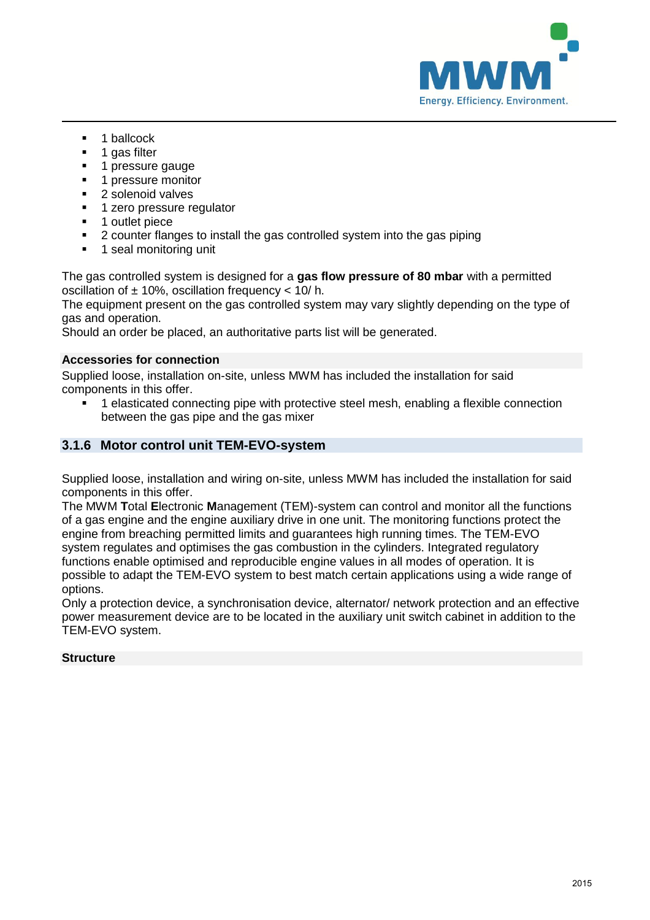- 1 ballcock
- 1 gas filter
- 1 pressure gauge
- 1 pressure monitor
- 2 solenoid valves
- 1 zero pressure regulator
- 1 outlet piece
- 2 counter flanges to install the gas controlled system into the gas piping
- 1 seal monitoring unit

The gas controlled system is designed for a **gas flow pressure of 80 mbar** with a permitted oscillation of ± 10%, oscillation frequency < 10/ h.
The equipment present on the gas controlled system may vary slightly depending on the type of gas and operation.
Should an order be placed, an authoritative parts list will be generated.

**Accessories for connection**

Supplied loose, installation on-site, unless MWM has included the installation for said components in this offer.

- 1 elasticated connecting pipe with protective steel mesh, enabling a flexible connection between the gas pipe and the gas mixer

### 3.1.6 Motor control unit TEM-EVO-system

Supplied loose, installation and wiring on-site, unless MWM has included the installation for said components in this offer.
The MWM **T**otal **E**lectronic **M**anagement (TEM)-system can control and monitor all the functions of a gas engine and the engine auxiliary drive in one unit. The monitoring functions protect the engine from breaching permitted limits and guarantees high running times. The TEM-EVO system regulates and optimises the gas combustion in the cylinders. Integrated regulatory functions enable optimised and reproducible engine values in all modes of operation. It is possible to adapt the TEM-EVO system to best match certain applications using a wide range of options.
Only a protection device, a synchronisation device, alternator/ network protection and an effective power measurement device are to be located in the auxiliary unit switch cabinet in addition to the TEM-EVO system.

**Structure**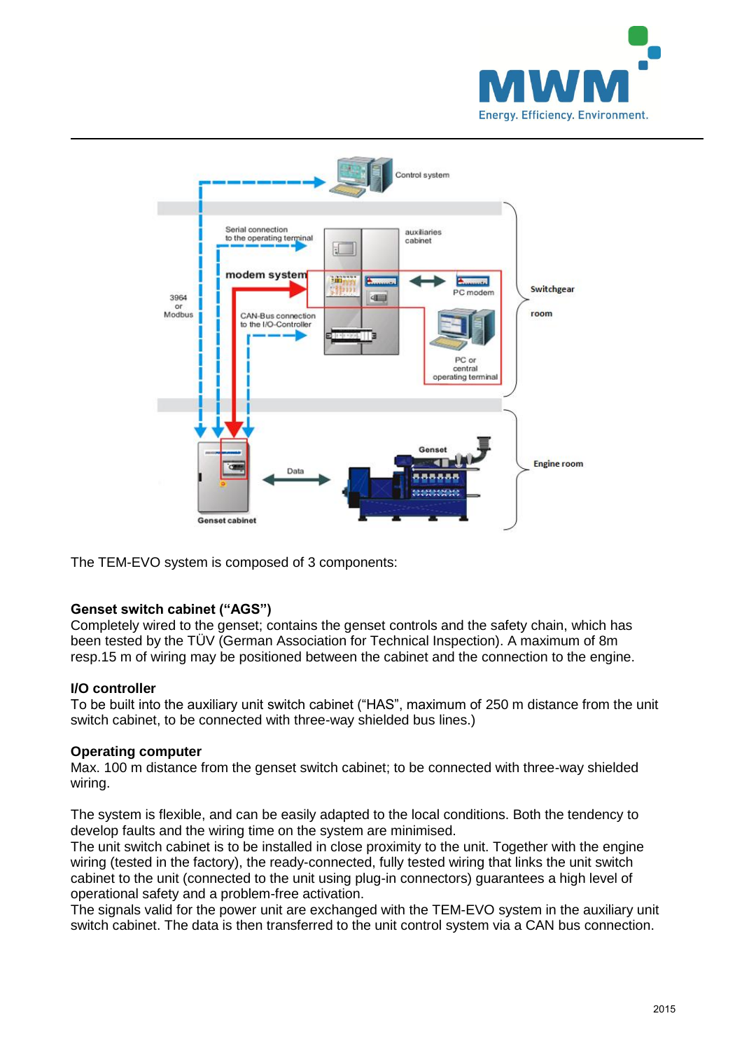The TEM-EVO system is composed of 3 components:

**Genset switch cabinet ("AGS")**
Completely wired to the genset; contains the genset controls and the safety chain, which has been tested by the TÜV (German Association for Technical Inspection). A maximum of 8m resp.15 m of wiring may be positioned between the cabinet and the connection to the engine.

**I/O controller**
To be built into the auxiliary unit switch cabinet ("HAS", maximum of 250 m distance from the unit switch cabinet, to be connected with three-way shielded bus lines.)

**Operating computer**
Max. 100 m distance from the genset switch cabinet; to be connected with three-way shielded wiring.

The system is flexible, and can be easily adapted to the local conditions. Both the tendency to develop faults and the wiring time on the system are minimised.
The unit switch cabinet is to be installed in close proximity to the unit. Together with the engine wiring (tested in the factory), the ready-connected, fully tested wiring that links the unit switch cabinet to the unit (connected to the unit using plug-in connectors) guarantees a high level of operational safety and a problem-free activation.
The signals valid for the power unit are exchanged with the TEM-EVO system in the auxiliary unit switch cabinet. The data is then transferred to the unit control system via a CAN bus connection.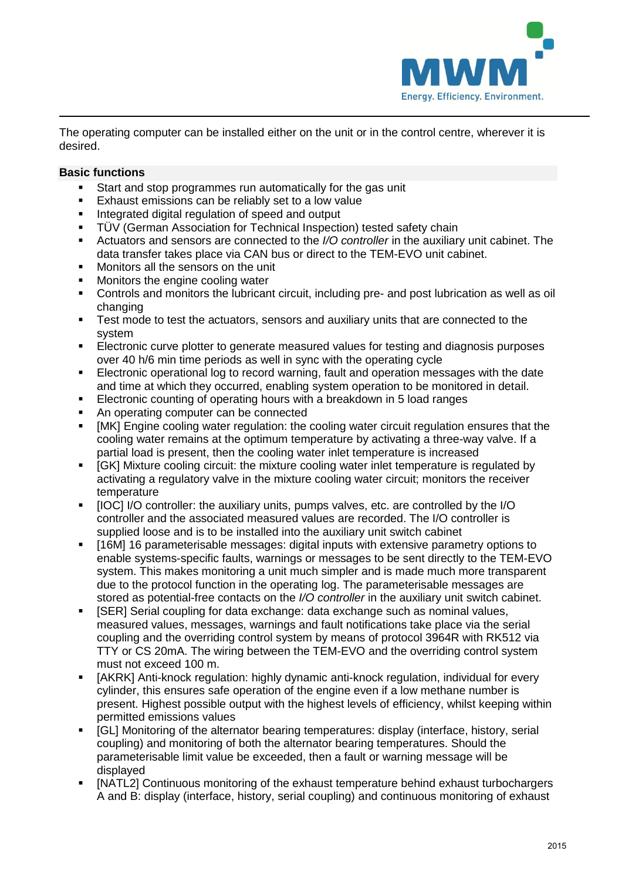The operating computer can be installed either on the unit or in the control centre, wherever it is desired.

**Basic functions**

- Start and stop programmes run automatically for the gas unit
- Exhaust emissions can be reliably set to a low value
- Integrated digital regulation of speed and output
- TÜV (German Association for Technical Inspection) tested safety chain
- Actuators and sensors are connected to the *I/O controller* in the auxiliary unit cabinet. The data transfer takes place via CAN bus or direct to the TEM-EVO unit cabinet.
- Monitors all the sensors on the unit
- Monitors the engine cooling water
- Controls and monitors the lubricant circuit, including pre- and post lubrication as well as oil changing
- Test mode to test the actuators, sensors and auxiliary units that are connected to the system
- Electronic curve plotter to generate measured values for testing and diagnosis purposes over 40 h/6 min time periods as well in sync with the operating cycle
- Electronic operational log to record warning, fault and operation messages with the date and time at which they occurred, enabling system operation to be monitored in detail.
- Electronic counting of operating hours with a breakdown in 5 load ranges
- An operating computer can be connected
- [MK] Engine cooling water regulation: the cooling water circuit regulation ensures that the cooling water remains at the optimum temperature by activating a three-way valve. If a partial load is present, then the cooling water inlet temperature is increased
- [GK] Mixture cooling circuit: the mixture cooling water inlet temperature is regulated by activating a regulatory valve in the mixture cooling water circuit; monitors the receiver temperature
- [IOC] I/O controller: the auxiliary units, pumps valves, etc. are controlled by the I/O controller and the associated measured values are recorded. The I/O controller is supplied loose and is to be installed into the auxiliary unit switch cabinet
- [16M] 16 parameterisable messages: digital inputs with extensive parametry options to enable systems-specific faults, warnings or messages to be sent directly to the TEM-EVO system. This makes monitoring a unit much simpler and is made much more transparent due to the protocol function in the operating log. The parameterisable messages are stored as potential-free contacts on the *I/O controller* in the auxiliary unit switch cabinet.
- [SER] Serial coupling for data exchange: data exchange such as nominal values, measured values, messages, warnings and fault notifications take place via the serial coupling and the overriding control system by means of protocol 3964R with RK512 via TTY or CS 20mA. The wiring between the TEM-EVO and the overriding control system must not exceed 100 m.
- [AKRK] Anti-knock regulation: highly dynamic anti-knock regulation, individual for every cylinder, this ensures safe operation of the engine even if a low methane number is present. Highest possible output with the highest levels of efficiency, whilst keeping within permitted emissions values
- [GL] Monitoring of the alternator bearing temperatures: display (interface, history, serial coupling) and monitoring of both the alternator bearing temperatures. Should the parameterisable limit value be exceeded, then a fault or warning message will be displayed
- [NATL2] Continuous monitoring of the exhaust temperature behind exhaust turbochargers A and B: display (interface, history, serial coupling) and continuous monitoring of exhaust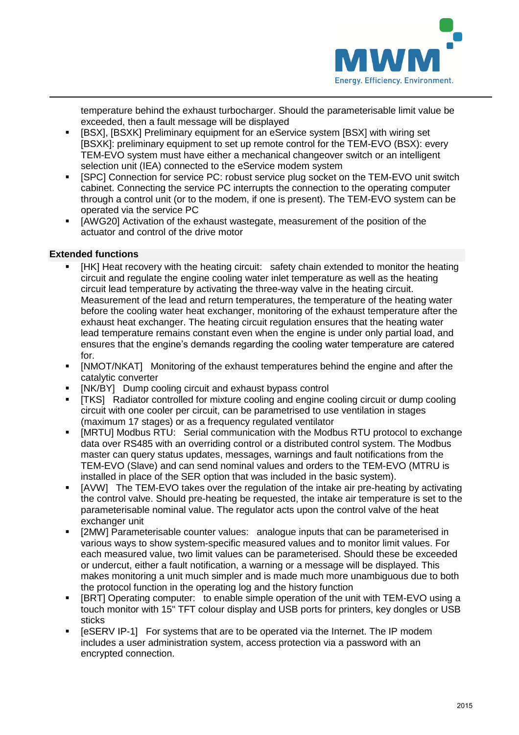temperature behind the exhaust turbocharger. Should the parameterisable limit value be exceeded, then a fault message will be displayed

- [BSX], [BSXK] Preliminary equipment for an eService system [BSX] with wiring set [BSXK]: preliminary equipment to set up remote control for the TEM-EVO (BSX): every TEM-EVO system must have either a mechanical changeover switch or an intelligent selection unit (IEA) connected to the eService modem system
- [SPC] Connection for service PC: robust service plug socket on the TEM-EVO unit switch cabinet. Connecting the service PC interrupts the connection to the operating computer through a control unit (or to the modem, if one is present). The TEM-EVO system can be operated via the service PC
- [AWG20] Activation of the exhaust wastegate, measurement of the position of the actuator and control of the drive motor

**Extended functions**

- [HK] Heat recovery with the heating circuit: safety chain extended to monitor the heating circuit and regulate the engine cooling water inlet temperature as well as the heating circuit lead temperature by activating the three-way valve in the heating circuit. Measurement of the lead and return temperatures, the temperature of the heating water before the cooling water heat exchanger, monitoring of the exhaust temperature after the exhaust heat exchanger. The heating circuit regulation ensures that the heating water lead temperature remains constant even when the engine is under only partial load, and ensures that the engine's demands regarding the cooling water temperature are catered for.
- [NMOT/NKAT] Monitoring of the exhaust temperatures behind the engine and after the catalytic converter
- [NK/BY] Dump cooling circuit and exhaust bypass control
- [TKS] Radiator controlled for mixture cooling and engine cooling circuit or dump cooling circuit with one cooler per circuit, can be parametrised to use ventilation in stages (maximum 17 stages) or as a frequency regulated ventilator
- [MRTU] Modbus RTU: Serial communication with the Modbus RTU protocol to exchange data over RS485 with an overriding control or a distributed control system. The Modbus master can query status updates, messages, warnings and fault notifications from the TEM-EVO (Slave) and can send nominal values and orders to the TEM-EVO (MTRU is installed in place of the SER option that was included in the basic system).
- [AVW] The TEM-EVO takes over the regulation of the intake air pre-heating by activating the control valve. Should pre-heating be requested, the intake air temperature is set to the parameterisable nominal value. The regulator acts upon the control valve of the heat exchanger unit
- [2MW] Parameterisable counter values: analogue inputs that can be parameterised in various ways to show system-specific measured values and to monitor limit values. For each measured value, two limit values can be parameterised. Should these be exceeded or undercut, either a fault notification, a warning or a message will be displayed. This makes monitoring a unit much simpler and is made much more unambiguous due to both the protocol function in the operating log and the history function
- [BRT] Operating computer: to enable simple operation of the unit with TEM-EVO using a touch monitor with 15" TFT colour display and USB ports for printers, key dongles or USB sticks
- [eSERV IP-1] For systems that are to be operated via the Internet. The IP modem includes a user administration system, access protection via a password with an encrypted connection.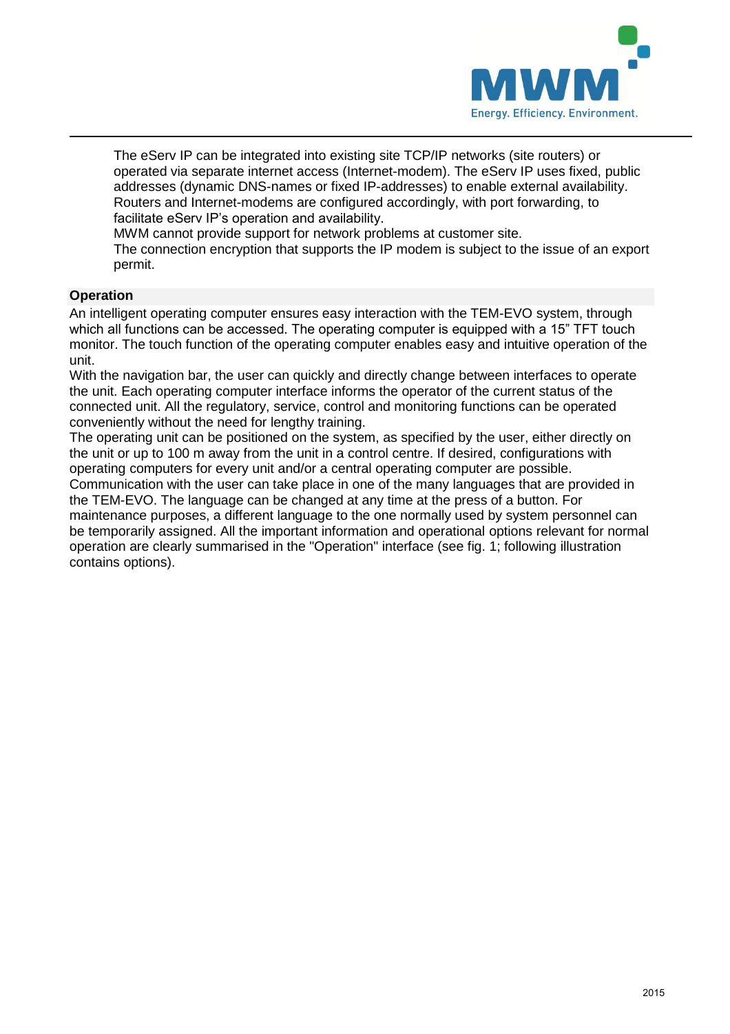The eServ IP can be integrated into existing site TCP/IP networks (site routers) or operated via separate internet access (Internet-modem). The eServ IP uses fixed, public addresses (dynamic DNS-names or fixed IP-addresses) to enable external availability. Routers and Internet-modems are configured accordingly, with port forwarding, to facilitate eServ IP's operation and availability.
MWM cannot provide support for network problems at customer site.
The connection encryption that supports the IP modem is subject to the issue of an export permit.

## Operation

An intelligent operating computer ensures easy interaction with the TEM-EVO system, through which all functions can be accessed. The operating computer is equipped with a 15" TFT touch monitor. The touch function of the operating computer enables easy and intuitive operation of the unit.
With the navigation bar, the user can quickly and directly change between interfaces to operate the unit. Each operating computer interface informs the operator of the current status of the connected unit. All the regulatory, service, control and monitoring functions can be operated conveniently without the need for lengthy training.
The operating unit can be positioned on the system, as specified by the user, either directly on the unit or up to 100 m away from the unit in a control centre. If desired, configurations with operating computers for every unit and/or a central operating computer are possible.
Communication with the user can take place in one of the many languages that are provided in the TEM-EVO. The language can be changed at any time at the press of a button. For maintenance purposes, a different language to the one normally used by system personnel can be temporarily assigned. All the important information and operational options relevant for normal operation are clearly summarised in the "Operation" interface (see fig. 1; following illustration contains options).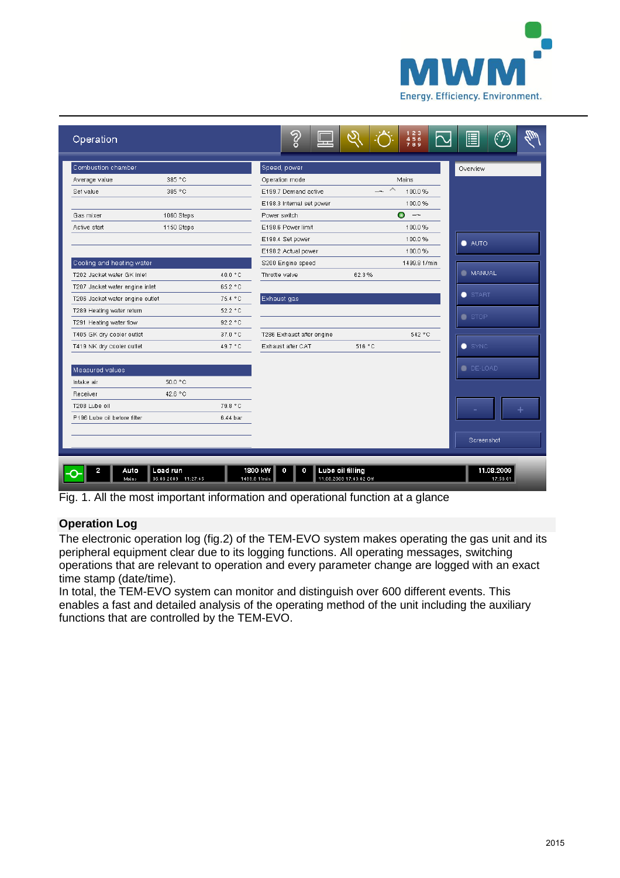Operation

| Combustion chamber | |
|---|---|
| Average value | 385 °C |
| Set value | 385 °C |
| Gas mixer | 1060 Steps |
| Active start | 1150 Steps |

| Cooling and heating water | |
|---|---|
| T202 Jacket water GK inlet | 40.0 °C |
| T207 Jacket water engine inlet | 65.2 °C |
| T206 Jacket water engine outlet | 75.4 °C |
| T289 Heating water return | 52.2 °C |
| T291 Heating water flow | 92.2 °C |
| T405 GK dry cooler outlet | 37.0 °C |
| T419 NK dry cooler outlet | 49.7 °C |

| Measured values | |
|---|---|
| Intake air | 50.0 °C |
| Receiver | 42.6 °C |
| T208 Lube oil | 79.8 °C |
| P196 Lube oil before filter | 6.44 bar |

| Speed, power | |
|---|---|
| Operation mode | Mains |
| E199.7 Demand active | 100.0 % |
| E198.3 Internal set power | 100.0 % |
| Power switch | |
| E198.6 Power limit | 100.0 % |
| E198.4 Set power | 100.0 % |
| E198.2 Actual power | 100.0 % |
| S200 Engine speed | 1499.9 1/min |
| Throttle valve | 62.3 % |

| Exhaust gas | |
|---|---|
| T286 Exhaust after engine | 542 °C |
| Exhaust after CAT | 516 °C |

Overview

AUTO · MANUAL · START · STOP · SYNC · DE-LOAD · - · + · Screenshot

2 | Auto Mains | Load run 05.08.2009 11:27:45 | 1800 kW 1499.9 1/min | 0 | 0 | Lube oil filling 11.08.2009 17:43:02 Off | 11.08.2009 17:58:01

Fig. 1. All the most important information and operational function at a glance

**Operation Log**

The electronic operation log (fig.2) of the TEM-EVO system makes operating the gas unit and its peripheral equipment clear due to its logging functions. All operating messages, switching operations that are relevant to operation and every parameter change are logged with an exact time stamp (date/time).

In total, the TEM-EVO system can monitor and distinguish over 600 different events. This enables a fast and detailed analysis of the operating method of the unit including the auxiliary functions that are controlled by the TEM-EVO.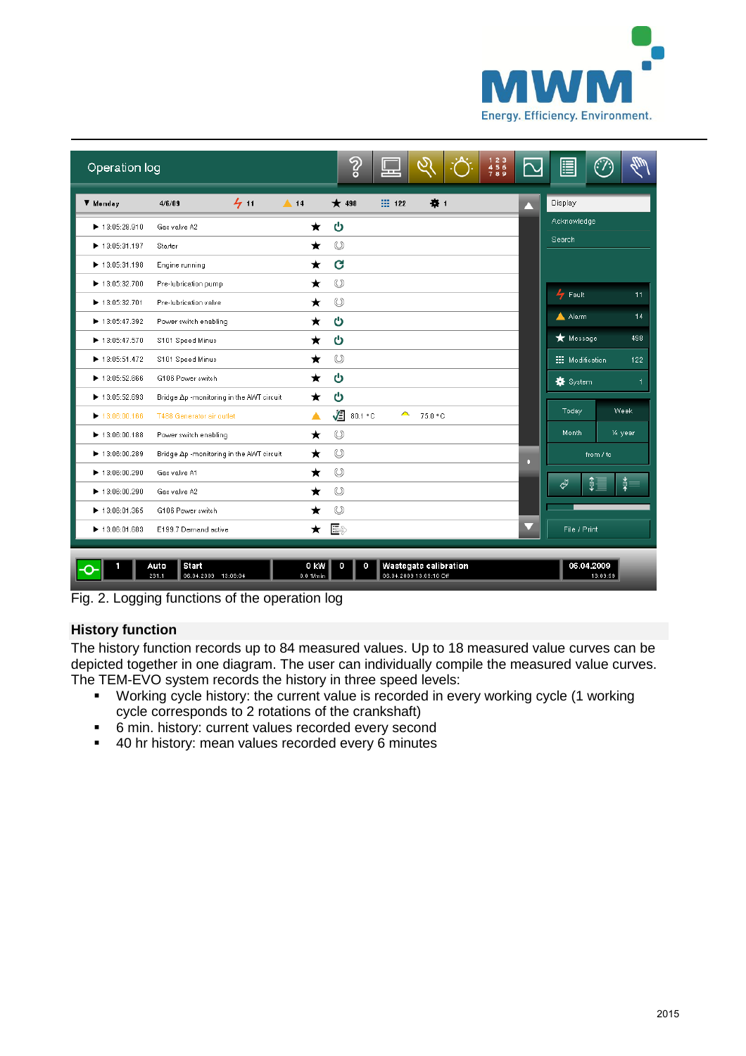Fig. 2. Logging functions of the operation log

## History function

The history function records up to 84 measured values. Up to 18 measured value curves can be depicted together in one diagram. The user can individually compile the measured value curves. The TEM-EVO system records the history in three speed levels:

- Working cycle history: the current value is recorded in every working cycle (1 working cycle corresponds to 2 rotations of the crankshaft)
- 6 min. history: current values recorded every second
- 40 hr history: mean values recorded every 6 minutes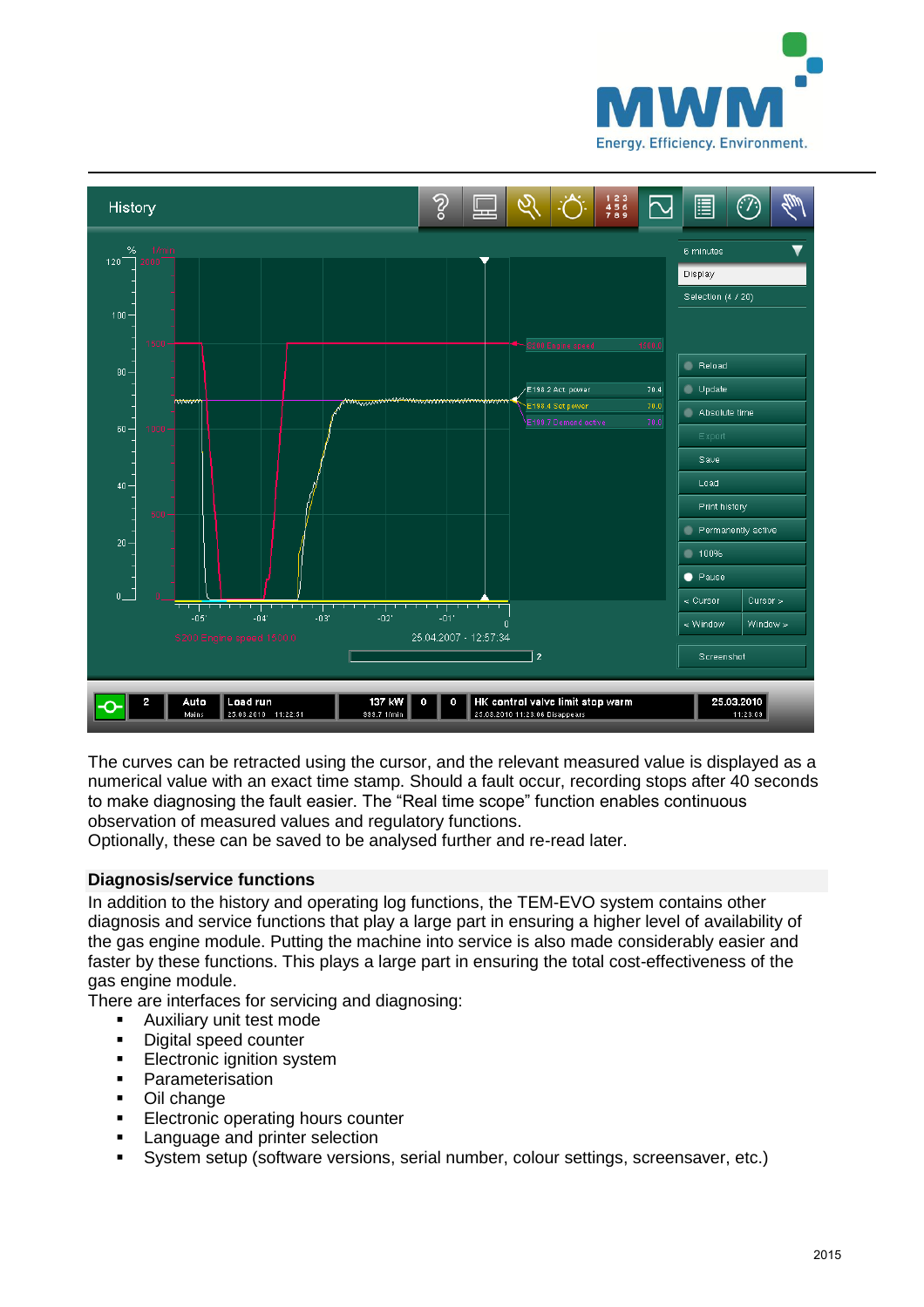The curves can be retracted using the cursor, and the relevant measured value is displayed as a numerical value with an exact time stamp. Should a fault occur, recording stops after 40 seconds to make diagnosing the fault easier. The “Real time scope” function enables continuous observation of measured values and regulatory functions.
Optionally, these can be saved to be analysed further and re-read later.

## Diagnosis/service functions

In addition to the history and operating log functions, the TEM-EVO system contains other diagnosis and service functions that play a large part in ensuring a higher level of availability of the gas engine module. Putting the machine into service is also made considerably easier and faster by these functions. This plays a large part in ensuring the total cost-effectiveness of the gas engine module.
There are interfaces for servicing and diagnosing:

- Auxiliary unit test mode
- Digital speed counter
- Electronic ignition system
- Parameterisation
- Oil change
- Electronic operating hours counter
- Language and printer selection
- System setup (software versions, serial number, colour settings, screensaver, etc.)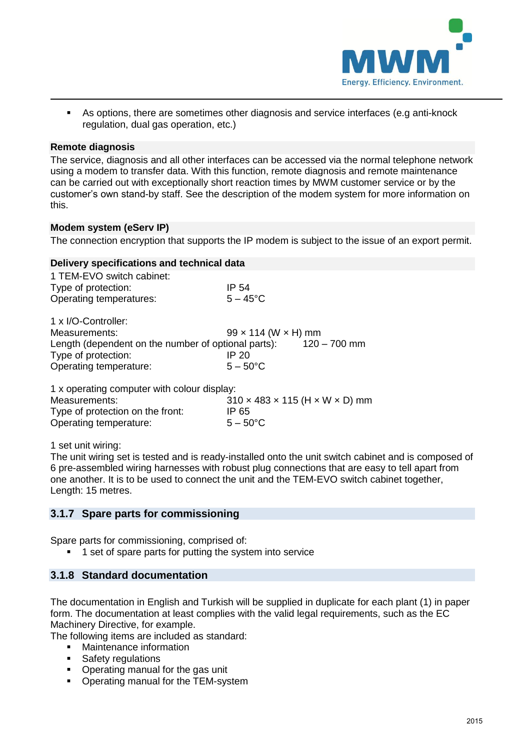- As options, there are sometimes other diagnosis and service interfaces (e.g anti-knock regulation, dual gas operation, etc.)

**Remote diagnosis**

The service, diagnosis and all other interfaces can be accessed via the normal telephone network using a modem to transfer data. With this function, remote diagnosis and remote maintenance can be carried out with exceptionally short reaction times by MWM customer service or by the customer's own stand-by staff. See the description of the modem system for more information on this.

**Modem system (eServ IP)**

The connection encryption that supports the IP modem is subject to the issue of an export permit.

**Delivery specifications and technical data**

1 TEM-EVO switch cabinet:
Type of protection: IP 54
Operating temperatures: 5 – 45°C

1 x I/O-Controller:
Measurements: 99 × 114 (W × H) mm
Length (dependent on the number of optional parts): 120 – 700 mm
Type of protection: IP 20
Operating temperature: 5 – 50°C

1 x operating computer with colour display:
Measurements: 310 × 483 × 115 (H × W × D) mm
Type of protection on the front: IP 65
Operating temperature: 5 – 50°C

1 set unit wiring:
The unit wiring set is tested and is ready-installed onto the unit switch cabinet and is composed of 6 pre-assembled wiring harnesses with robust plug connections that are easy to tell apart from one another. It is to be used to connect the unit and the TEM-EVO switch cabinet together, Length: 15 metres.

## 3.1.7 Spare parts for commissioning

Spare parts for commissioning, comprised of:

- 1 set of spare parts for putting the system into service

## 3.1.8 Standard documentation

The documentation in English and Turkish will be supplied in duplicate for each plant (1) in paper form. The documentation at least complies with the valid legal requirements, such as the EC Machinery Directive, for example.
The following items are included as standard:

- Maintenance information
- Safety regulations
- Operating manual for the gas unit
- Operating manual for the TEM-system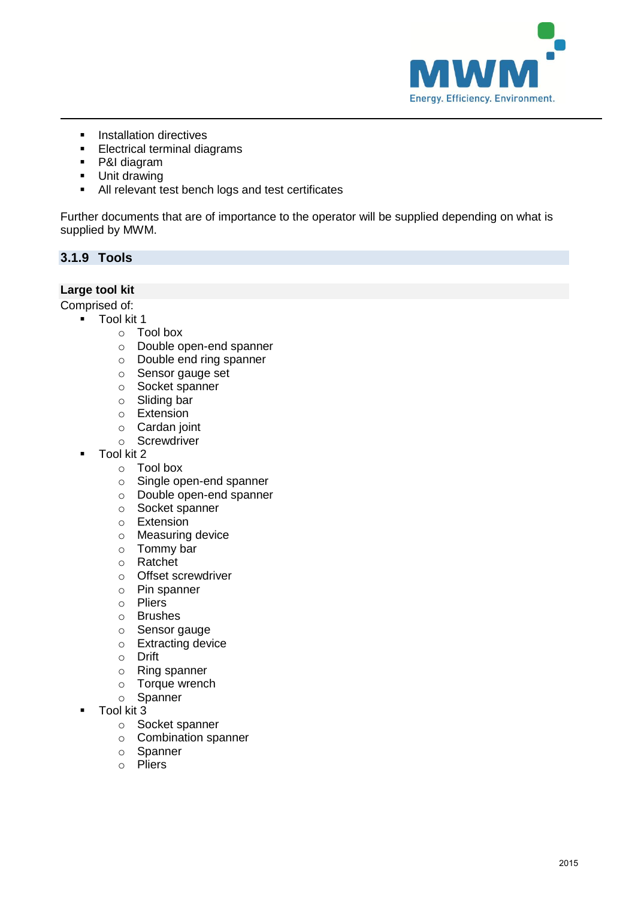- Installation directives
- Electrical terminal diagrams
- P&I diagram
- Unit drawing
- All relevant test bench logs and test certificates

Further documents that are of importance to the operator will be supplied depending on what is supplied by MWM.

### 3.1.9 Tools

#### Large tool kit

Comprised of:

- Tool kit 1
  - Tool box
  - Double open-end spanner
  - Double end ring spanner
  - Sensor gauge set
  - Socket spanner
  - Sliding bar
  - Extension
  - Cardan joint
  - Screwdriver
- Tool kit 2
  - Tool box
  - Single open-end spanner
  - Double open-end spanner
  - Socket spanner
  - Extension
  - Measuring device
  - Tommy bar
  - Ratchet
  - Offset screwdriver
  - Pin spanner
  - Pliers
  - Brushes
  - Sensor gauge
  - Extracting device
  - Drift
  - Ring spanner
  - Torque wrench
  - Spanner
- Tool kit 3
  - Socket spanner
  - Combination spanner
  - Spanner
  - Pliers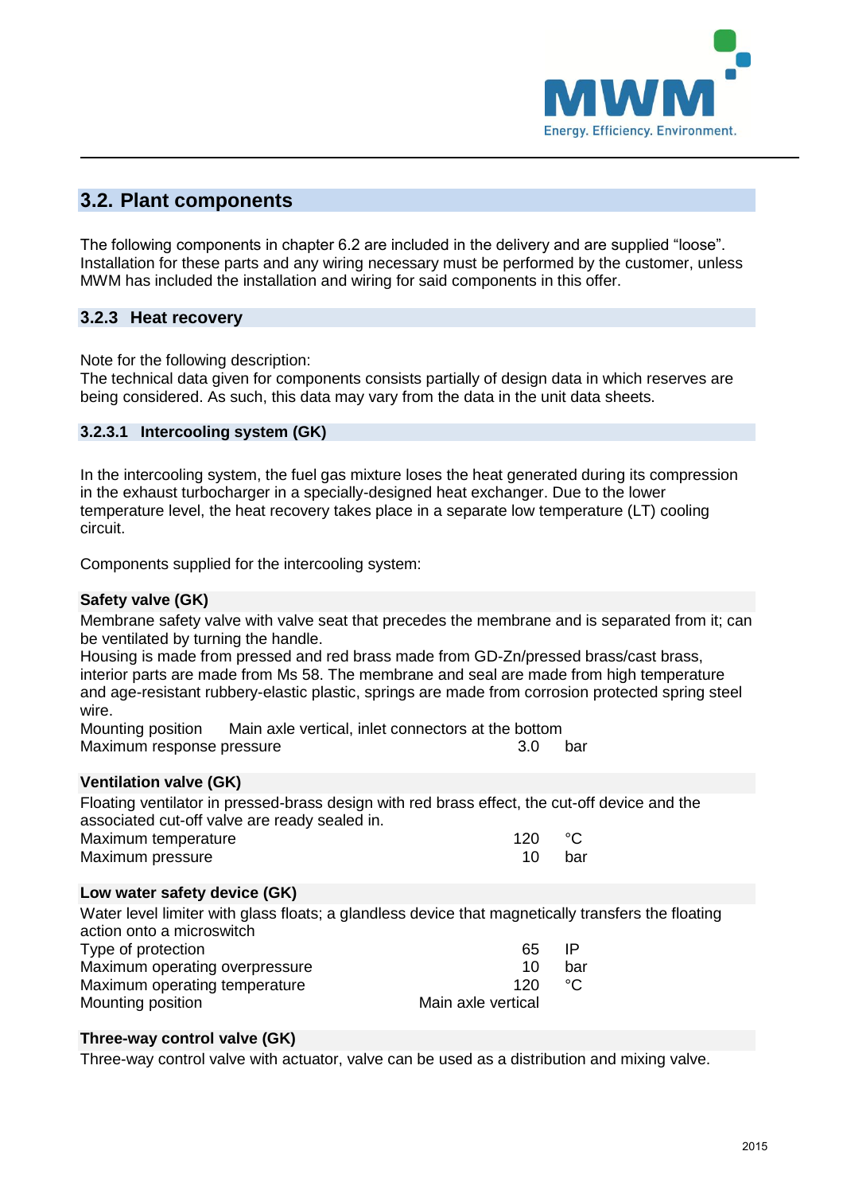## 3.2. Plant components

The following components in chapter 6.2 are included in the delivery and are supplied "loose". Installation for these parts and any wiring necessary must be performed by the customer, unless MWM has included the installation and wiring for said components in this offer.

### 3.2.3 Heat recovery

Note for the following description:
The technical data given for components consists partially of design data in which reserves are being considered. As such, this data may vary from the data in the unit data sheets.

#### 3.2.3.1 Intercooling system (GK)

In the intercooling system, the fuel gas mixture loses the heat generated during its compression in the exhaust turbocharger in a specially-designed heat exchanger. Due to the lower temperature level, the heat recovery takes place in a separate low temperature (LT) cooling circuit.

Components supplied for the intercooling system:

**Safety valve (GK)**

Membrane safety valve with valve seat that precedes the membrane and is separated from it; can be ventilated by turning the handle.
Housing is made from pressed and red brass made from GD-Zn/pressed brass/cast brass, interior parts are made from Ms 58. The membrane and seal are made from high temperature and age-resistant rubbery-elastic plastic, springs are made from corrosion protected spring steel wire.

| | | |
|---|---|---|
| Mounting position | Main axle vertical, inlet connectors at the bottom | |
| Maximum response pressure | 3.0 | bar |

**Ventilation valve (GK)**

Floating ventilator in pressed-brass design with red brass effect, the cut-off device and the associated cut-off valve are ready sealed in.

| | | |
|---|---|---|
| Maximum temperature | 120 | °C |
| Maximum pressure | 10 | bar |

**Low water safety device (GK)**

Water level limiter with glass floats; a glandless device that magnetically transfers the floating action onto a microswitch

| | | |
|---|---|---|
| Type of protection | 65 | IP |
| Maximum operating overpressure | 10 | bar |
| Maximum operating temperature | 120 | °C |
| Mounting position | Main axle vertical | |

**Three-way control valve (GK)**

Three-way control valve with actuator, valve can be used as a distribution and mixing valve.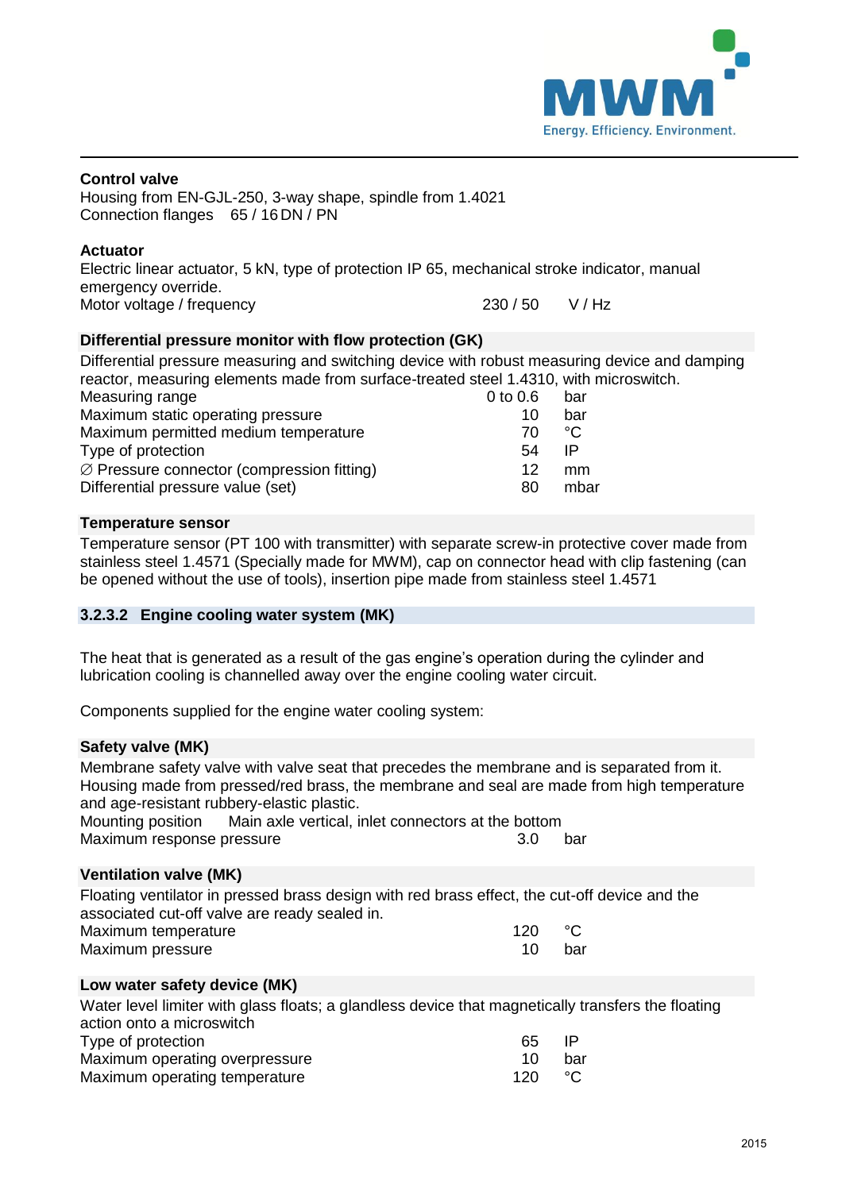**Control valve**

Housing from EN-GJL-250, 3-way shape, spindle from 1.4021
Connection flanges 65 / 16 DN / PN

**Actuator**

Electric linear actuator, 5 kN, type of protection IP 65, mechanical stroke indicator, manual emergency override.

| | | |
|---|---|---|
| Motor voltage / frequency | 230 / 50 | V / Hz |

**Differential pressure monitor with flow protection (GK)**

Differential pressure measuring and switching device with robust measuring device and damping reactor, measuring elements made from surface-treated steel 1.4310, with microswitch.

| | | |
|---|---|---|
| Measuring range | 0 to 0.6 | bar |
| Maximum static operating pressure | 10 | bar |
| Maximum permitted medium temperature | 70 | °C |
| Type of protection | 54 | IP |
| ∅ Pressure connector (compression fitting) | 12 | mm |
| Differential pressure value (set) | 80 | mbar |

**Temperature sensor**

Temperature sensor (PT 100 with transmitter) with separate screw-in protective cover made from stainless steel 1.4571 (Specially made for MWM), cap on connector head with clip fastening (can be opened without the use of tools), insertion pipe made from stainless steel 1.4571

### 3.2.3.2 Engine cooling water system (MK)

The heat that is generated as a result of the gas engine's operation during the cylinder and lubrication cooling is channelled away over the engine cooling water circuit.

Components supplied for the engine water cooling system:

**Safety valve (MK)**

Membrane safety valve with valve seat that precedes the membrane and is separated from it. Housing made from pressed/red brass, the membrane and seal are made from high temperature and age-resistant rubbery-elastic plastic.
Mounting position Main axle vertical, inlet connectors at the bottom

| | | |
|---|---|---|
| Maximum response pressure | 3.0 | bar |

**Ventilation valve (MK)**

Floating ventilator in pressed brass design with red brass effect, the cut-off device and the associated cut-off valve are ready sealed in.

| | | |
|---|---|---|
| Maximum temperature | 120 | °C |
| Maximum pressure | 10 | bar |

**Low water safety device (MK)**

Water level limiter with glass floats; a glandless device that magnetically transfers the floating action onto a microswitch

| | | |
|---|---|---|
| Type of protection | 65 | IP |
| Maximum operating overpressure | 10 | bar |
| Maximum operating temperature | 120 | °C |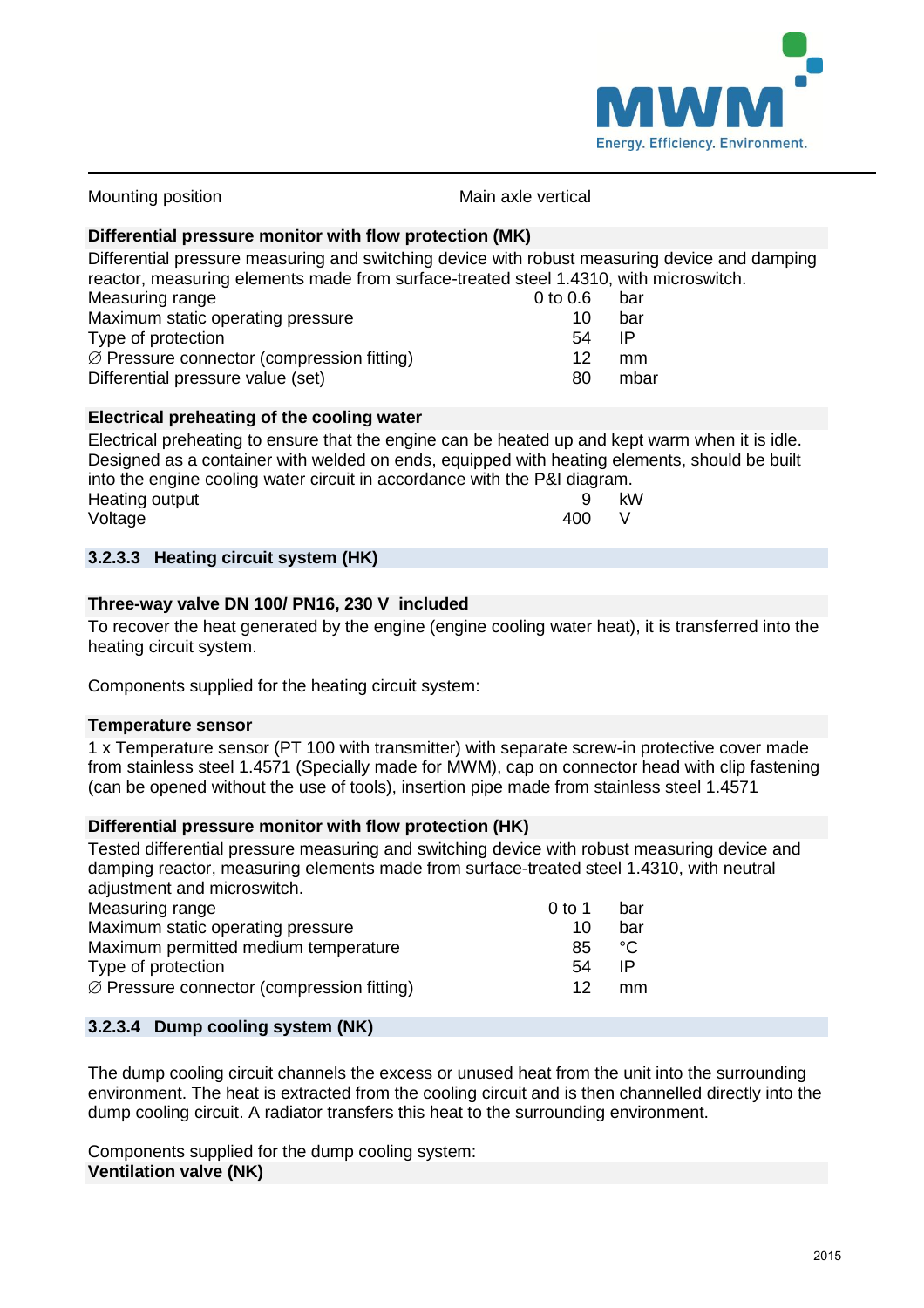| Mounting position | Main axle vertical |
|---|---|

**Differential pressure monitor with flow protection (MK)**

Differential pressure measuring and switching device with robust measuring device and damping reactor, measuring elements made from surface-treated steel 1.4310, with microswitch.

| | | |
|---|---|---|
| Measuring range | 0 to 0.6 | bar |
| Maximum static operating pressure | 10 | bar |
| Type of protection | 54 | IP |
| ∅ Pressure connector (compression fitting) | 12 | mm |
| Differential pressure value (set) | 80 | mbar |

**Electrical preheating of the cooling water**

Electrical preheating to ensure that the engine can be heated up and kept warm when it is idle. Designed as a container with welded on ends, equipped with heating elements, should be built into the engine cooling water circuit in accordance with the P&I diagram.

| | | |
|---|---|---|
| Heating output | 9 | kW |
| Voltage | 400 | V |

### 3.2.3.3 Heating circuit system (HK)

**Three-way valve DN 100/ PN16, 230 V included**

To recover the heat generated by the engine (engine cooling water heat), it is transferred into the heating circuit system.

Components supplied for the heating circuit system:

**Temperature sensor**

1 x Temperature sensor (PT 100 with transmitter) with separate screw-in protective cover made from stainless steel 1.4571 (Specially made for MWM), cap on connector head with clip fastening (can be opened without the use of tools), insertion pipe made from stainless steel 1.4571

**Differential pressure monitor with flow protection (HK)**

Tested differential pressure measuring and switching device with robust measuring device and damping reactor, measuring elements made from surface-treated steel 1.4310, with neutral adjustment and microswitch.

| | | |
|---|---|---|
| Measuring range | 0 to 1 | bar |
| Maximum static operating pressure | 10 | bar |
| Maximum permitted medium temperature | 85 | °C |
| Type of protection | 54 | IP |
| ∅ Pressure connector (compression fitting) | 12 | mm |

### 3.2.3.4 Dump cooling system (NK)

The dump cooling circuit channels the excess or unused heat from the unit into the surrounding environment. The heat is extracted from the cooling circuit and is then channelled directly into the dump cooling circuit. A radiator transfers this heat to the surrounding environment.

Components supplied for the dump cooling system:

**Ventilation valve (NK)**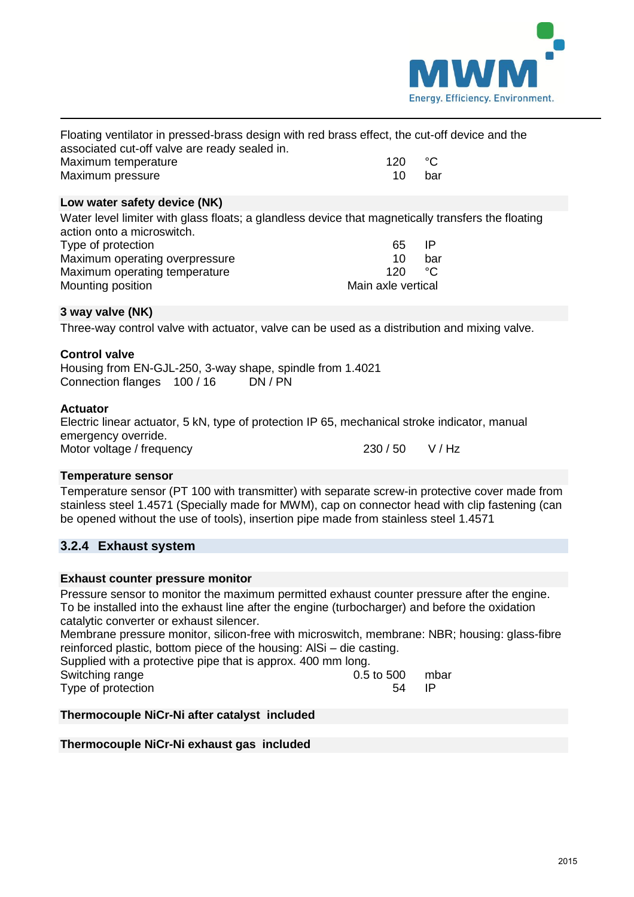Floating ventilator in pressed-brass design with red brass effect, the cut-off device and the associated cut-off valve are ready sealed in.

| | | |
|---|---|---|
| Maximum temperature | 120 | °C |
| Maximum pressure | 10 | bar |

**Low water safety device (NK)**

Water level limiter with glass floats; a glandless device that magnetically transfers the floating action onto a microswitch.

| | | |
|---|---|---|
| Type of protection | 65 | IP |
| Maximum operating overpressure | 10 | bar |
| Maximum operating temperature | 120 | °C |
| Mounting position | Main axle vertical | |

**3 way valve (NK)**

Three-way control valve with actuator, valve can be used as a distribution and mixing valve.

**Control valve**

Housing from EN-GJL-250, 3-way shape, spindle from 1.4021

| | | |
|---|---|---|
| Connection flanges | 100 / 16 | DN / PN |

**Actuator**

Electric linear actuator, 5 kN, type of protection IP 65, mechanical stroke indicator, manual emergency override.

| | | |
|---|---|---|
| Motor voltage / frequency | 230 / 50 | V / Hz |

**Temperature sensor**

Temperature sensor (PT 100 with transmitter) with separate screw-in protective cover made from stainless steel 1.4571 (Specially made for MWM), cap on connector head with clip fastening (can be opened without the use of tools), insertion pipe made from stainless steel 1.4571

## 3.2.4 Exhaust system

**Exhaust counter pressure monitor**

Pressure sensor to monitor the maximum permitted exhaust counter pressure after the engine. To be installed into the exhaust line after the engine (turbocharger) and before the oxidation catalytic converter or exhaust silencer.

Membrane pressure monitor, silicon-free with microswitch, membrane: NBR; housing: glass-fibre reinforced plastic, bottom piece of the housing: AlSi – die casting.

Supplied with a protective pipe that is approx. 400 mm long.

| | | |
|---|---|---|
| Switching range | 0.5 to 500 | mbar |
| Type of protection | 54 | IP |

**Thermocouple NiCr-Ni after catalyst included**

**Thermocouple NiCr-Ni exhaust gas included**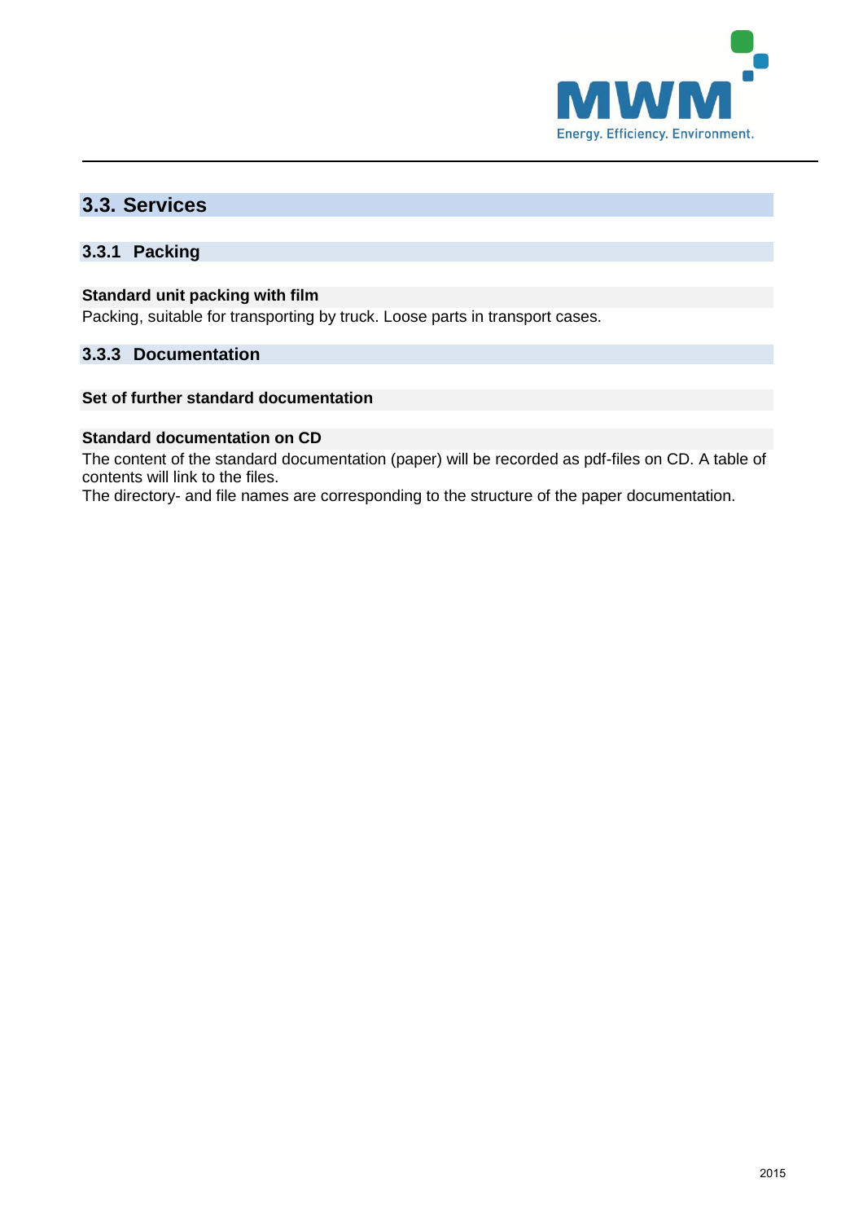## 3.3. Services

### 3.3.1 Packing

**Standard unit packing with film**

Packing, suitable for transporting by truck. Loose parts in transport cases.

### 3.3.3 Documentation

**Set of further standard documentation**

**Standard documentation on CD**

The content of the standard documentation (paper) will be recorded as pdf-files on CD. A table of contents will link to the files.
The directory- and file names are corresponding to the structure of the paper documentation.